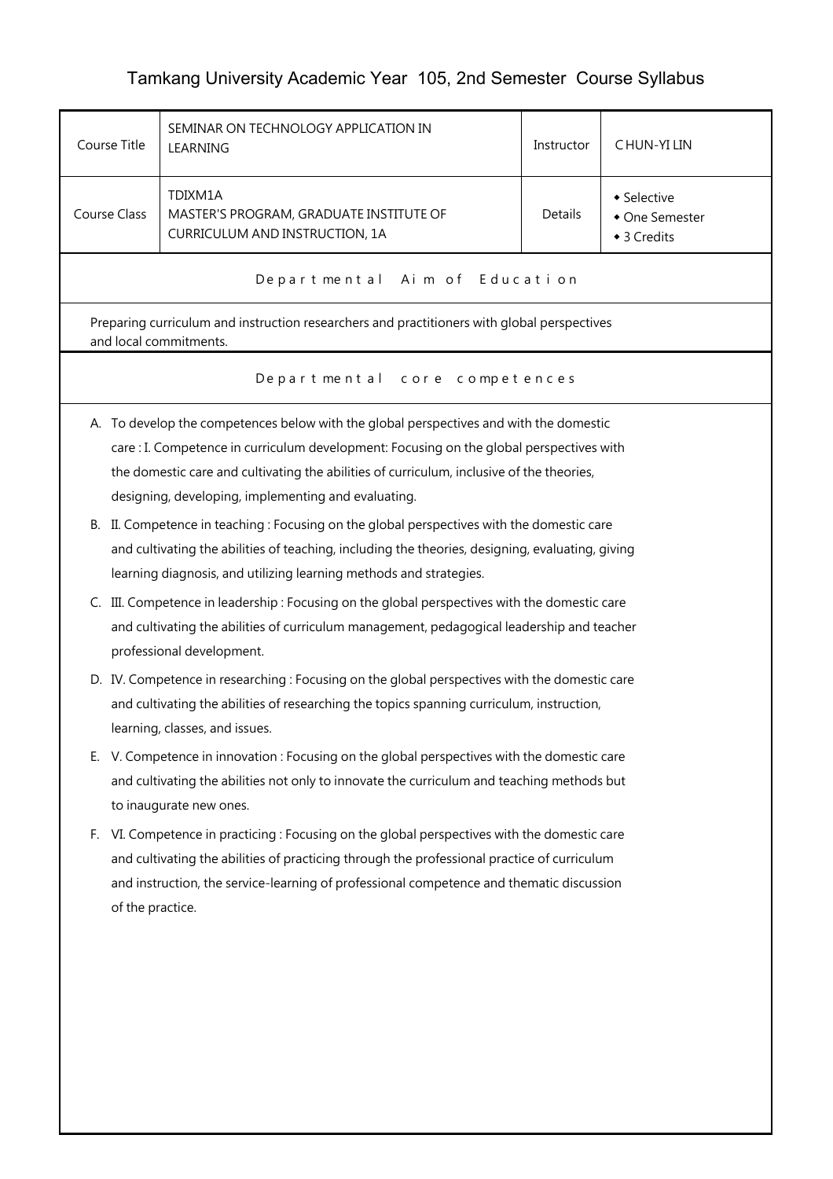# Tamkang University Academic Year 105, 2nd Semester Course Syllabus

| | | | |
|---|---|---|---|
| Course Title | SEMINAR ON TECHNOLOGY APPLICATION IN LEARNING | Instructor | CHUN-YI LIN |
| Course Class | TDIXM1A<br>MASTER'S PROGRAM, GRADUATE INSTITUTE OF CURRICULUM AND INSTRUCTION, 1A | Details | ◆ Selective<br>◆ One Semester<br>◆ 3 Credits |

## Departmental Aim of Education

Preparing curriculum and instruction researchers and practitioners with global perspectives and local commitments.

## Departmental core competences

A. To develop the competences below with the global perspectives and with the domestic care : I. Competence in curriculum development: Focusing on the global perspectives with the domestic care and cultivating the abilities of curriculum, inclusive of the theories, designing, developing, implementing and evaluating.

B. II. Competence in teaching : Focusing on the global perspectives with the domestic care and cultivating the abilities of teaching, including the theories, designing, evaluating, giving learning diagnosis, and utilizing learning methods and strategies.

C. III. Competence in leadership : Focusing on the global perspectives with the domestic care and cultivating the abilities of curriculum management, pedagogical leadership and teacher professional development.

D. IV. Competence in researching : Focusing on the global perspectives with the domestic care and cultivating the abilities of researching the topics spanning curriculum, instruction, learning, classes, and issues.

E. V. Competence in innovation : Focusing on the global perspectives with the domestic care and cultivating the abilities not only to innovate the curriculum and teaching methods but to inaugurate new ones.

F. VI. Competence in practicing : Focusing on the global perspectives with the domestic care and cultivating the abilities of practicing through the professional practice of curriculum and instruction, the service-learning of professional competence and thematic discussion of the practice.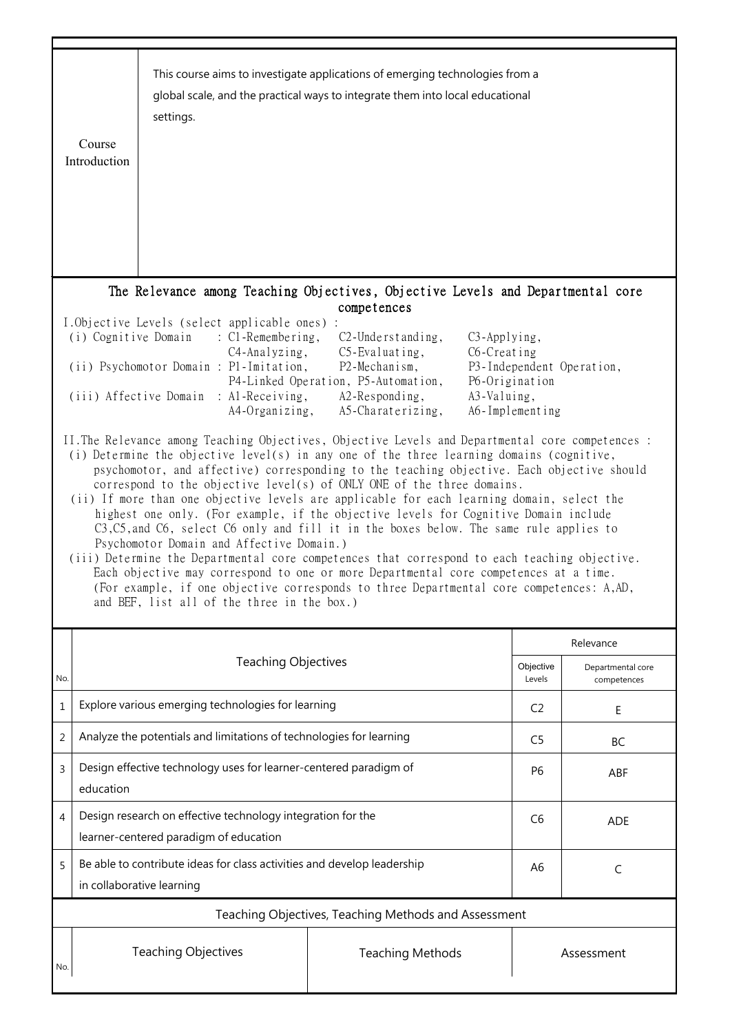| | |
|---|---|
| Course Introduction | This course aims to investigate applications of emerging technologies from a global scale, and the practical ways to integrate them into local educational settings. |

## The Relevance among Teaching Objectives, Objective Levels and Departmental core competences

I.Objective Levels (select applicable ones) :

- (i) Cognitive Domain : C1-Remembering, C2-Understanding, C3-Applying, C4-Analyzing, C5-Evaluating, C6-Creating
- (ii) Psychomotor Domain : P1-Imitation, P2-Mechanism, P3-Independent Operation, P4-Linked Operation, P5-Automation, P6-Origination
- (iii) Affective Domain : A1-Receiving, A2-Responding, A3-Valuing, A4-Organizing, A5-Charaterizing, A6-Implementing

II.The Relevance among Teaching Objectives, Objective Levels and Departmental core competences :

- (i) Determine the objective level(s) in any one of the three learning domains (cognitive, psychomotor, and affective) corresponding to the teaching objective. Each objective should correspond to the objective level(s) of ONLY ONE of the three domains.
- (ii) If more than one objective levels are applicable for each learning domain, select the highest one only. (For example, if the objective levels for Cognitive Domain include C3,C5,and C6, select C6 only and fill it in the boxes below. The same rule applies to Psychomotor Domain and Affective Domain.)
- (iii) Determine the Departmental core competences that correspond to each teaching objective. Each objective may correspond to one or more Departmental core competences at a time. (For example, if one objective corresponds to three Departmental core competences: A,AD, and BEF, list all of the three in the box.)

| No. | Teaching Objectives | Relevance | |
|---|---|---|---|
| | | Objective Levels | Departmental core competences |
| 1 | Explore various emerging technologies for learning | C2 | E |
| 2 | Analyze the potentials and limitations of technologies for learning | C5 | BC |
| 3 | Design effective technology uses for learner-centered paradigm of education | P6 | ABF |
| 4 | Design research on effective technology integration for the learner-centered paradigm of education | C6 | ADE |
| 5 | Be able to contribute ideas for class activities and develop leadership in collaborative learning | A6 | C |

## Teaching Objectives, Teaching Methods and Assessment

| No. | Teaching Objectives | Teaching Methods | Assessment |
|---|---|---|---|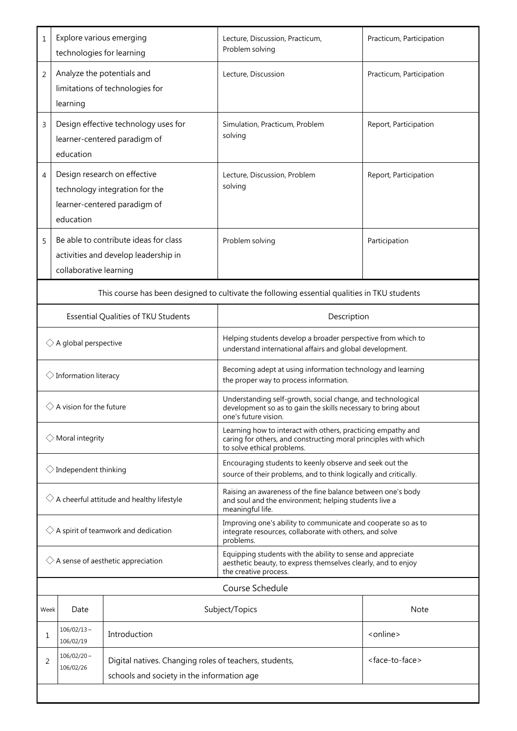| | | | |
|---|---|---|---|
| 1 | Explore various emerging technologies for learning | Lecture, Discussion, Practicum, Problem solving | Practicum, Participation |
| 2 | Analyze the potentials and limitations of technologies for learning | Lecture, Discussion | Practicum, Participation |
| 3 | Design effective technology uses for learner-centered paradigm of education | Simulation, Practicum, Problem solving | Report, Participation |
| 4 | Design research on effective technology integration for the learner-centered paradigm of education | Lecture, Discussion, Problem solving | Report, Participation |
| 5 | Be able to contribute ideas for class activities and develop leadership in collaborative learning | Problem solving | Participation |

This course has been designed to cultivate the following essential qualities in TKU students

| Essential Qualities of TKU Students | Description |
|---|---|
| ◇ A global perspective | Helping students develop a broader perspective from which to understand international affairs and global development. |
| ◇ Information literacy | Becoming adept at using information technology and learning the proper way to process information. |
| ◇ A vision for the future | Understanding self-growth, social change, and technological development so as to gain the skills necessary to bring about one's future vision. |
| ◇ Moral integrity | Learning how to interact with others, practicing empathy and caring for others, and constructing moral principles with which to solve ethical problems. |
| ◇ Independent thinking | Encouraging students to keenly observe and seek out the source of their problems, and to think logically and critically. |
| ◇ A cheerful attitude and healthy lifestyle | Raising an awareness of the fine balance between one's body and soul and the environment; helping students live a meaningful life. |
| ◇ A spirit of teamwork and dedication | Improving one's ability to communicate and cooperate so as to integrate resources, collaborate with others, and solve problems. |
| ◇ A sense of aesthetic appreciation | Equipping students with the ability to sense and appreciate aesthetic beauty, to express themselves clearly, and to enjoy the creative process. |

Course Schedule

| Week | Date | Subject/Topics | Note |
|---|---|---|---|
| 1 | 106/02/13～106/02/19 | Introduction | <online> |
| 2 | 106/02/20～106/02/26 | Digital natives. Changing roles of teachers, students, schools and society in the information age | <face-to-face> |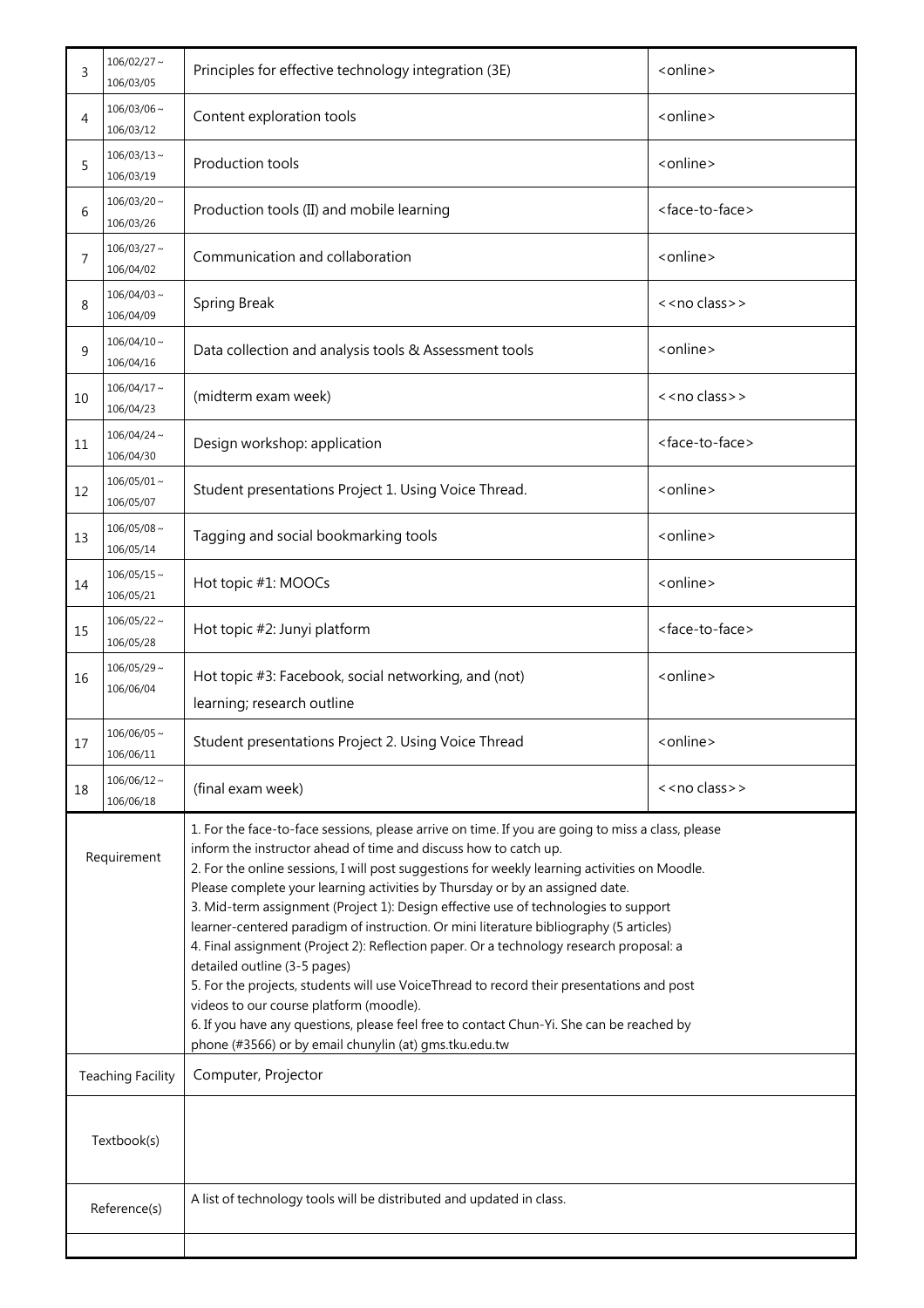| | | | |
|---|---|---|---|
| 3 | 106/02/27～106/03/05 | Principles for effective technology integration (3E) | <online> |
| 4 | 106/03/06～106/03/12 | Content exploration tools | <online> |
| 5 | 106/03/13～106/03/19 | Production tools | <online> |
| 6 | 106/03/20～106/03/26 | Production tools (II) and mobile learning | <face-to-face> |
| 7 | 106/03/27～106/04/02 | Communication and collaboration | <online> |
| 8 | 106/04/03～106/04/09 | Spring Break | <<no class>> |
| 9 | 106/04/10～106/04/16 | Data collection and analysis tools & Assessment tools | <online> |
| 10 | 106/04/17～106/04/23 | (midterm exam week) | <<no class>> |
| 11 | 106/04/24～106/04/30 | Design workshop: application | <face-to-face> |
| 12 | 106/05/01～106/05/07 | Student presentations Project 1. Using Voice Thread. | <online> |
| 13 | 106/05/08～106/05/14 | Tagging and social bookmarking tools | <online> |
| 14 | 106/05/15～106/05/21 | Hot topic #1: MOOCs | <online> |
| 15 | 106/05/22～106/05/28 | Hot topic #2: Junyi platform | <face-to-face> |
| 16 | 106/05/29～106/06/04 | Hot topic #3: Facebook, social networking, and (not) learning; research outline | <online> |
| 17 | 106/06/05～106/06/11 | Student presentations Project 2. Using Voice Thread | <online> |
| 18 | 106/06/12～106/06/18 | (final exam week) | <<no class>> |

| | |
|---|---|
| Requirement | 1. For the face-to-face sessions, please arrive on time. If you are going to miss a class, please inform the instructor ahead of time and discuss how to catch up.<br>2. For the online sessions, I will post suggestions for weekly learning activities on Moodle. Please complete your learning activities by Thursday or by an assigned date.<br>3. Mid-term assignment (Project 1): Design effective use of technologies to support learner-centered paradigm of instruction. Or mini literature bibliography (5 articles)<br>4. Final assignment (Project 2): Reflection paper. Or a technology research proposal: a detailed outline (3-5 pages)<br>5. For the projects, students will use VoiceThread to record their presentations and post videos to our course platform (moodle).<br>6. If you have any questions, please feel free to contact Chun-Yi. She can be reached by phone (#3566) or by email chunylin (at) gms.tku.edu.tw |
| Teaching Facility | Computer, Projector |
| Textbook(s) | |
| Reference(s) | A list of technology tools will be distributed and updated in class. |
| | |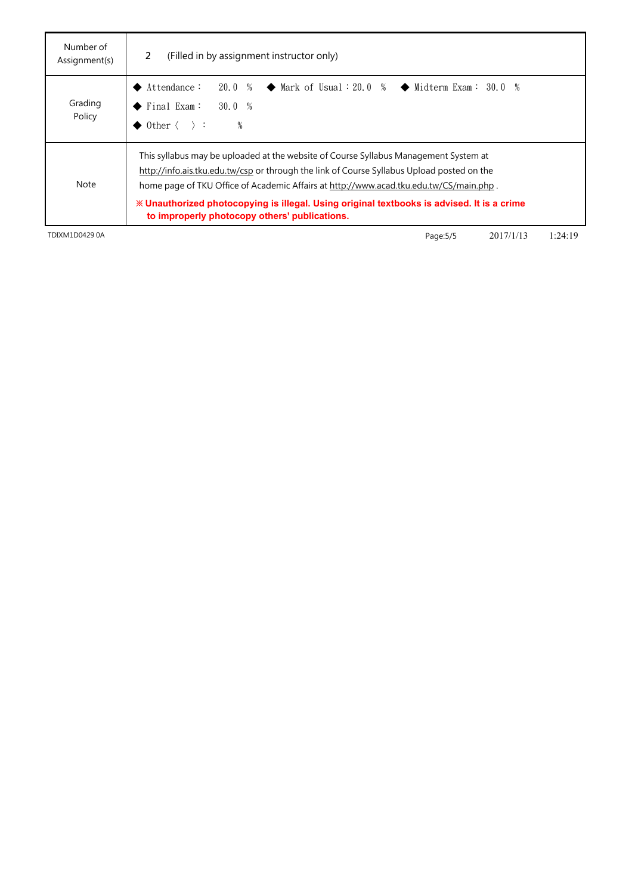| | |
|---|---|
| Number of Assignment(s) | 2 (Filled in by assignment instructor only) |
| Grading Policy | ◆ Attendance： 20.0 % ◆ Mark of Usual：20.0 % ◆ Midterm Exam： 30.0 %<br>◆ Final Exam： 30.0 %<br>◆ Other〈 〉： % |
| Note | This syllabus may be uploaded at the website of Course Syllabus Management System at http://info.ais.tku.edu.tw/csp or through the link of Course Syllabus Upload posted on the home page of TKU Office of Academic Affairs at http://www.acad.tku.edu.tw/CS/main.php .<br>**※ Unauthorized photocopying is illegal. Using original textbooks is advised. It is a crime to improperly photocopy others' publications.** |

TDIXM1D0429 0A 2017/1/13 1:24:19